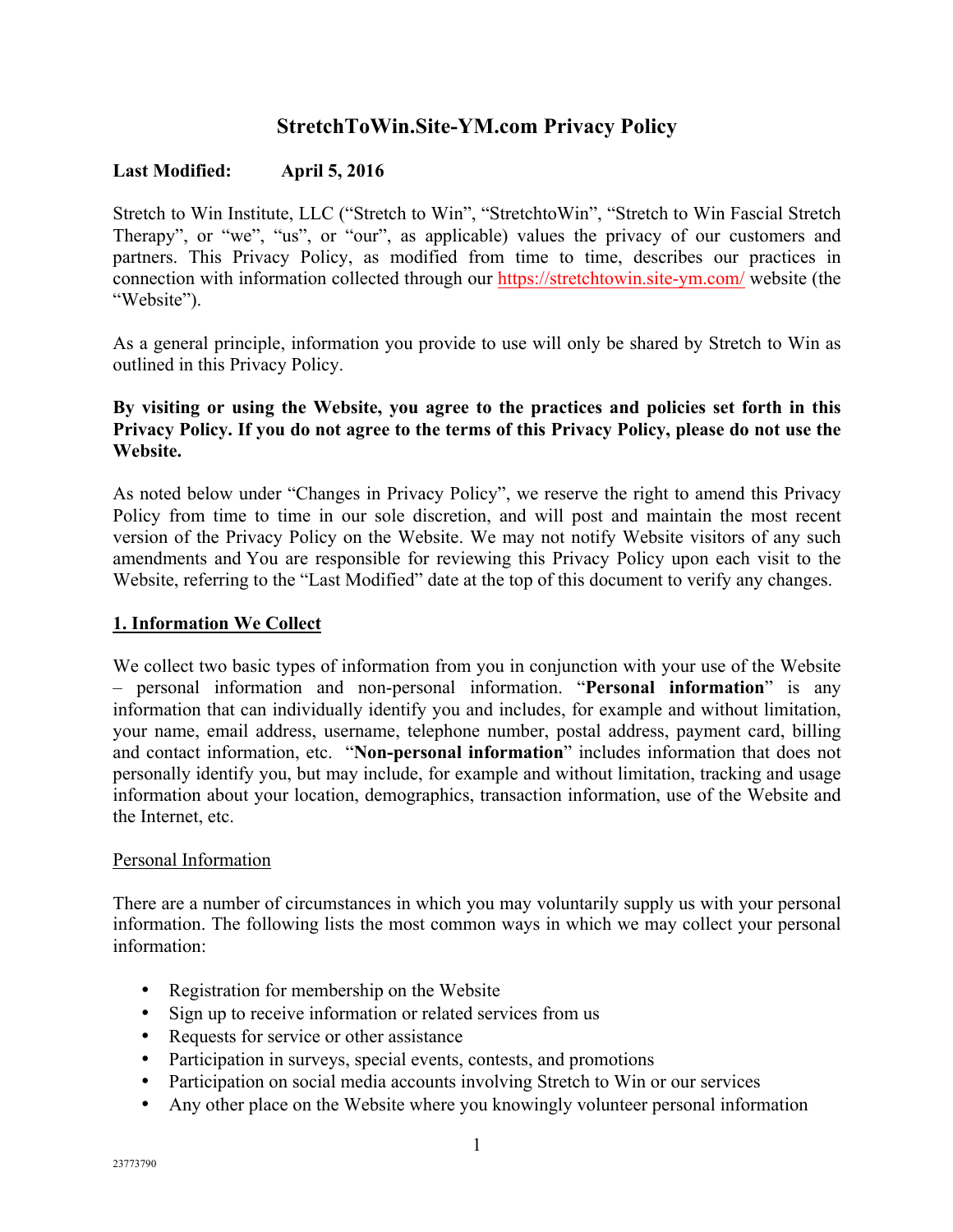# StretchToWin.Site-YM.com Privacy Policy

**Last Modified: April 5, 2016**

Stretch to Win Institute, LLC ("Stretch to Win", "StretchtoWin", "Stretch to Win Fascial Stretch Therapy", or "we", "us", or "our", as applicable) values the privacy of our customers and partners. This Privacy Policy, as modified from time to time, describes our practices in connection with information collected through our https://stretchtowin.site-ym.com/ website (the "Website").

As a general principle, information you provide to use will only be shared by Stretch to Win as outlined in this Privacy Policy.

**By visiting or using the Website, you agree to the practices and policies set forth in this Privacy Policy. If you do not agree to the terms of this Privacy Policy, please do not use the Website.**

As noted below under "Changes in Privacy Policy", we reserve the right to amend this Privacy Policy from time to time in our sole discretion, and will post and maintain the most recent version of the Privacy Policy on the Website. We may not notify Website visitors of any such amendments and You are responsible for reviewing this Privacy Policy upon each visit to the Website, referring to the "Last Modified" date at the top of this document to verify any changes.

## 1. Information We Collect

We collect two basic types of information from you in conjunction with your use of the Website – personal information and non-personal information. "**Personal information**" is any information that can individually identify you and includes, for example and without limitation, your name, email address, username, telephone number, postal address, payment card, billing and contact information, etc. "**Non-personal information**" includes information that does not personally identify you, but may include, for example and without limitation, tracking and usage information about your location, demographics, transaction information, use of the Website and the Internet, etc.

### Personal Information

There are a number of circumstances in which you may voluntarily supply us with your personal information. The following lists the most common ways in which we may collect your personal information:

- Registration for membership on the Website
- Sign up to receive information or related services from us
- Requests for service or other assistance
- Participation in surveys, special events, contests, and promotions
- Participation on social media accounts involving Stretch to Win or our services
- Any other place on the Website where you knowingly volunteer personal information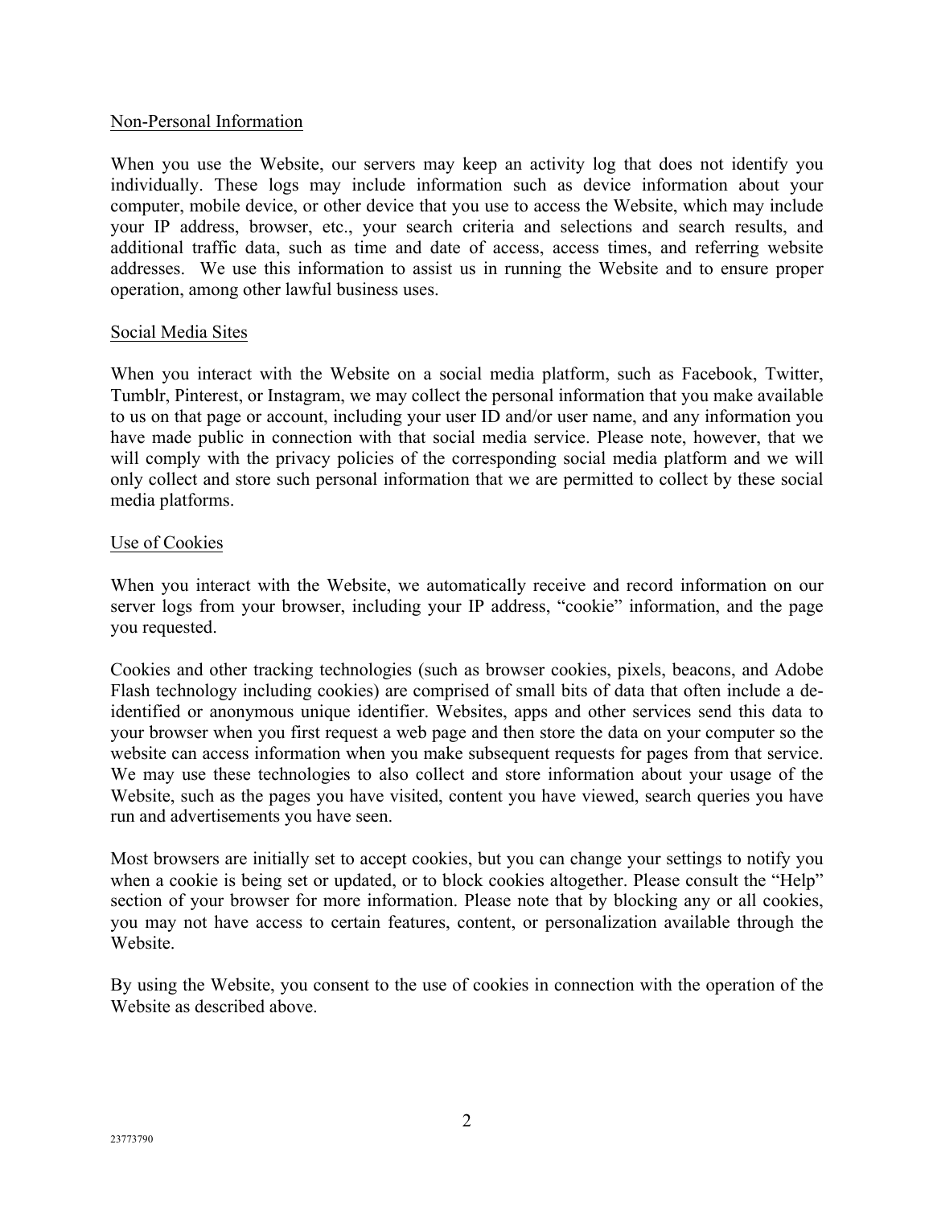## Non-Personal Information

When you use the Website, our servers may keep an activity log that does not identify you individually. These logs may include information such as device information about your computer, mobile device, or other device that you use to access the Website, which may include your IP address, browser, etc., your search criteria and selections and search results, and additional traffic data, such as time and date of access, access times, and referring website addresses. We use this information to assist us in running the Website and to ensure proper operation, among other lawful business uses.

## Social Media Sites

When you interact with the Website on a social media platform, such as Facebook, Twitter, Tumblr, Pinterest, or Instagram, we may collect the personal information that you make available to us on that page or account, including your user ID and/or user name, and any information you have made public in connection with that social media service. Please note, however, that we will comply with the privacy policies of the corresponding social media platform and we will only collect and store such personal information that we are permitted to collect by these social media platforms.

## Use of Cookies

When you interact with the Website, we automatically receive and record information on our server logs from your browser, including your IP address, "cookie" information, and the page you requested.

Cookies and other tracking technologies (such as browser cookies, pixels, beacons, and Adobe Flash technology including cookies) are comprised of small bits of data that often include a de-identified or anonymous unique identifier. Websites, apps and other services send this data to your browser when you first request a web page and then store the data on your computer so the website can access information when you make subsequent requests for pages from that service. We may use these technologies to also collect and store information about your usage of the Website, such as the pages you have visited, content you have viewed, search queries you have run and advertisements you have seen.

Most browsers are initially set to accept cookies, but you can change your settings to notify you when a cookie is being set or updated, or to block cookies altogether. Please consult the "Help" section of your browser for more information. Please note that by blocking any or all cookies, you may not have access to certain features, content, or personalization available through the Website.

By using the Website, you consent to the use of cookies in connection with the operation of the Website as described above.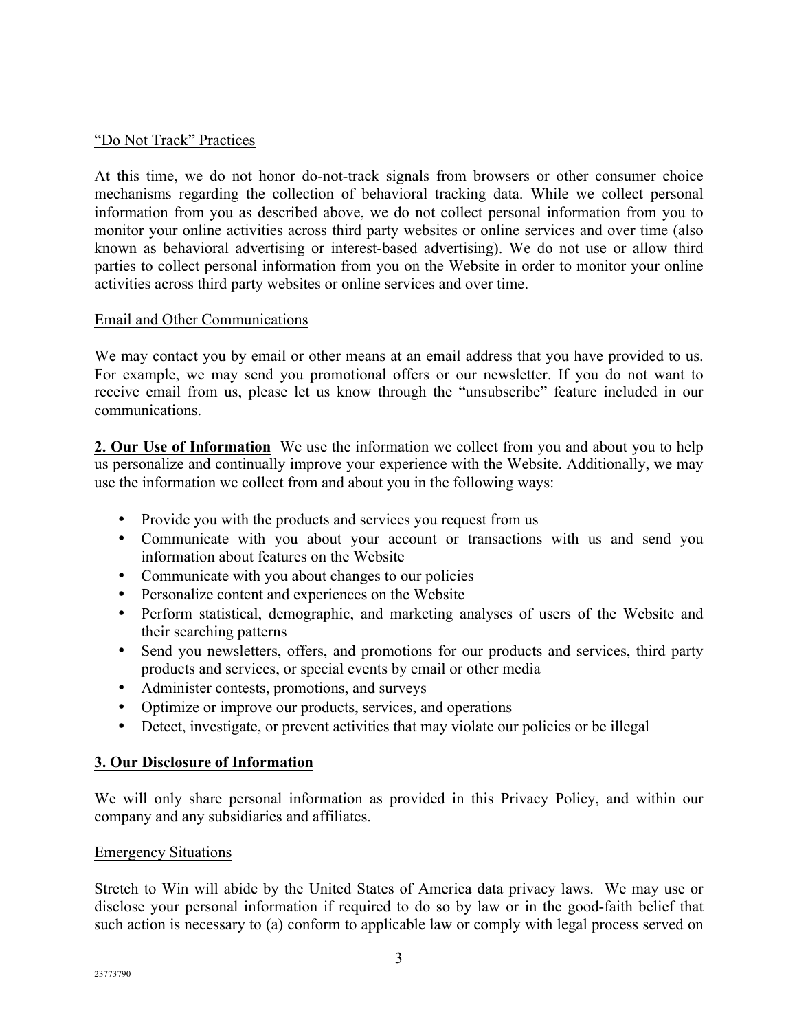“Do Not Track” Practices

At this time, we do not honor do-not-track signals from browsers or other consumer choice mechanisms regarding the collection of behavioral tracking data. While we collect personal information from you as described above, we do not collect personal information from you to monitor your online activities across third party websites or online services and over time (also known as behavioral advertising or interest-based advertising). We do not use or allow third parties to collect personal information from you on the Website in order to monitor your online activities across third party websites or online services and over time.

Email and Other Communications

We may contact you by email or other means at an email address that you have provided to us. For example, we may send you promotional offers or our newsletter. If you do not want to receive email from us, please let us know through the “unsubscribe” feature included in our communications.

**2. Our Use of Information** We use the information we collect from you and about you to help us personalize and continually improve your experience with the Website. Additionally, we may use the information we collect from and about you in the following ways:

- Provide you with the products and services you request from us
- Communicate with you about your account or transactions with us and send you information about features on the Website
- Communicate with you about changes to our policies
- Personalize content and experiences on the Website
- Perform statistical, demographic, and marketing analyses of users of the Website and their searching patterns
- Send you newsletters, offers, and promotions for our products and services, third party products and services, or special events by email or other media
- Administer contests, promotions, and surveys
- Optimize or improve our products, services, and operations
- Detect, investigate, or prevent activities that may violate our policies or be illegal

**3. Our Disclosure of Information**

We will only share personal information as provided in this Privacy Policy, and within our company and any subsidiaries and affiliates.

Emergency Situations

Stretch to Win will abide by the United States of America data privacy laws. We may use or disclose your personal information if required to do so by law or in the good-faith belief that such action is necessary to (a) conform to applicable law or comply with legal process served on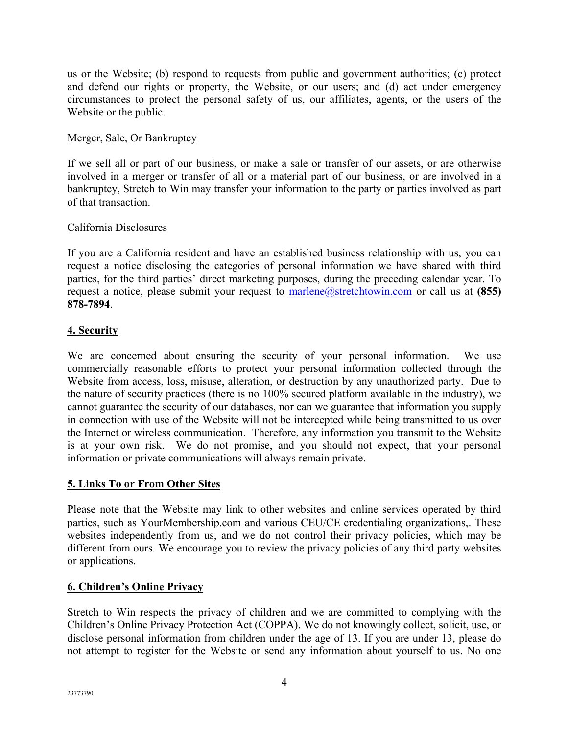us or the Website; (b) respond to requests from public and government authorities; (c) protect and defend our rights or property, the Website, or our users; and (d) act under emergency circumstances to protect the personal safety of us, our affiliates, agents, or the users of the Website or the public.

Merger, Sale, Or Bankruptcy

If we sell all or part of our business, or make a sale or transfer of our assets, or are otherwise involved in a merger or transfer of all or a material part of our business, or are involved in a bankruptcy, Stretch to Win may transfer your information to the party or parties involved as part of that transaction.

California Disclosures

If you are a California resident and have an established business relationship with us, you can request a notice disclosing the categories of personal information we have shared with third parties, for the third parties' direct marketing purposes, during the preceding calendar year. To request a notice, please submit your request to marlene@stretchtowin.com or call us at **(855) 878-7894**.

## 4. Security

We are concerned about ensuring the security of your personal information. We use commercially reasonable efforts to protect your personal information collected through the Website from access, loss, misuse, alteration, or destruction by any unauthorized party. Due to the nature of security practices (there is no 100% secured platform available in the industry), we cannot guarantee the security of our databases, nor can we guarantee that information you supply in connection with use of the Website will not be intercepted while being transmitted to us over the Internet or wireless communication. Therefore, any information you transmit to the Website is at your own risk. We do not promise, and you should not expect, that your personal information or private communications will always remain private.

## 5. Links To or From Other Sites

Please note that the Website may link to other websites and online services operated by third parties, such as YourMembership.com and various CEU/CE credentialing organizations,. These websites independently from us, and we do not control their privacy policies, which may be different from ours. We encourage you to review the privacy policies of any third party websites or applications.

## 6. Children's Online Privacy

Stretch to Win respects the privacy of children and we are committed to complying with the Children's Online Privacy Protection Act (COPPA). We do not knowingly collect, solicit, use, or disclose personal information from children under the age of 13. If you are under 13, please do not attempt to register for the Website or send any information about yourself to us. No one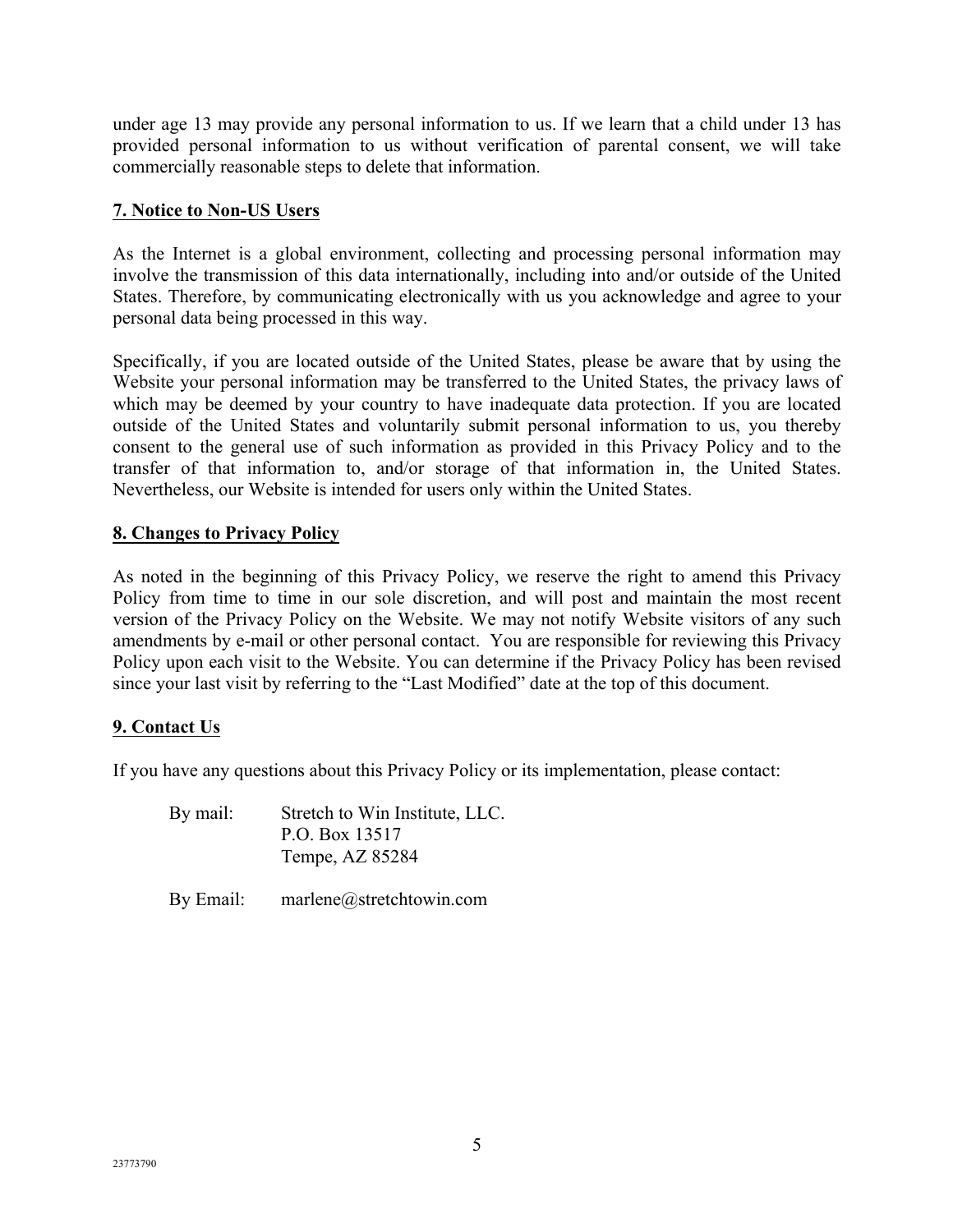under age 13 may provide any personal information to us. If we learn that a child under 13 has provided personal information to us without verification of parental consent, we will take commercially reasonable steps to delete that information.

## 7. Notice to Non-US Users

As the Internet is a global environment, collecting and processing personal information may involve the transmission of this data internationally, including into and/or outside of the United States. Therefore, by communicating electronically with us you acknowledge and agree to your personal data being processed in this way.

Specifically, if you are located outside of the United States, please be aware that by using the Website your personal information may be transferred to the United States, the privacy laws of which may be deemed by your country to have inadequate data protection. If you are located outside of the United States and voluntarily submit personal information to us, you thereby consent to the general use of such information as provided in this Privacy Policy and to the transfer of that information to, and/or storage of that information in, the United States. Nevertheless, our Website is intended for users only within the United States.

## 8. Changes to Privacy Policy

As noted in the beginning of this Privacy Policy, we reserve the right to amend this Privacy Policy from time to time in our sole discretion, and will post and maintain the most recent version of the Privacy Policy on the Website. We may not notify Website visitors of any such amendments by e-mail or other personal contact. You are responsible for reviewing this Privacy Policy upon each visit to the Website. You can determine if the Privacy Policy has been revised since your last visit by referring to the "Last Modified" date at the top of this document.

## 9. Contact Us

If you have any questions about this Privacy Policy or its implementation, please contact:

By mail:
Stretch to Win Institute, LLC.
P.O. Box 13517
Tempe, AZ 85284

By Email: marlene@stretchtowin.com

23773790